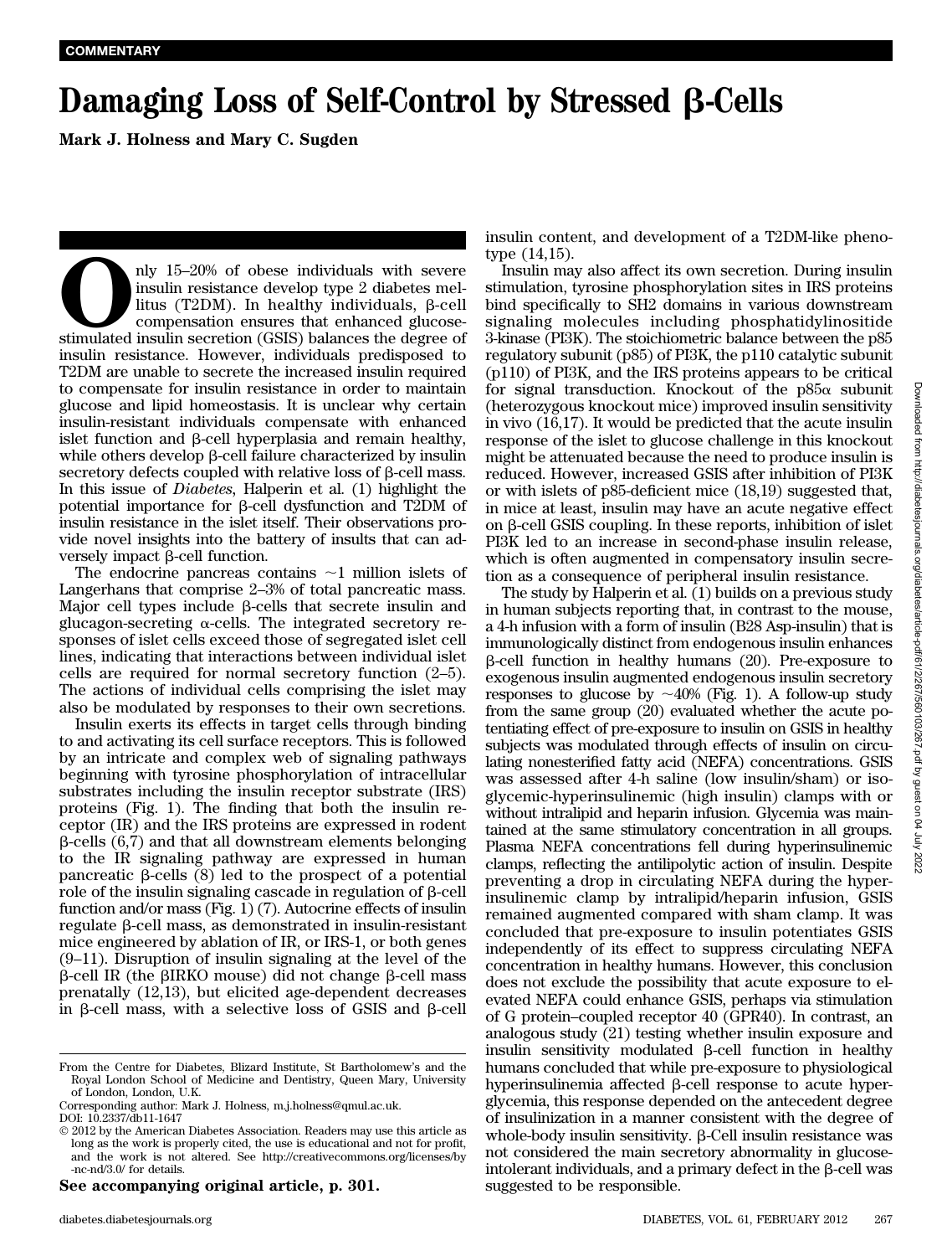COMMENTARY

# Damaging Loss of Self-Control by Stressed β-Cells

**Mark J. Holness and Mary C. Sugden**

Only 15–20% of obese individuals with severe insulin resistance develop type 2 diabetes mellitus (T2DM). In healthy individuals, β-cell compensation ensures that enhanced glucose-stimulated insulin secretion (GSIS) balances the degree of insulin resistance. However, individuals predisposed to T2DM are unable to secrete the increased insulin required to compensate for insulin resistance in order to maintain glucose and lipid homeostasis. It is unclear why certain insulin-resistant individuals compensate with enhanced islet function and β-cell hyperplasia and remain healthy, while others develop β-cell failure characterized by insulin secretory defects coupled with relative loss of β-cell mass. In this issue of *Diabetes*, Halperin et al. (1) highlight the potential importance for β-cell dysfunction and T2DM of insulin resistance in the islet itself. Their observations provide novel insights into the battery of insults that can adversely impact β-cell function.

The endocrine pancreas contains ~1 million islets of Langerhans that comprise 2–3% of total pancreatic mass. Major cell types include β-cells that secrete insulin and glucagon-secreting α-cells. The integrated secretory responses of islet cells exceed those of segregated islet cell lines, indicating that interactions between individual islet cells are required for normal secretory function (2–5). The actions of individual cells comprising the islet may also be modulated by responses to their own secretions.

Insulin exerts its effects in target cells through binding to and activating its cell surface receptors. This is followed by an intricate and complex web of signaling pathways beginning with tyrosine phosphorylation of intracellular substrates including the insulin receptor substrate (IRS) proteins (Fig. 1). The finding that both the insulin receptor (IR) and the IRS proteins are expressed in rodent β-cells (6,7) and that all downstream elements belonging to the IR signaling pathway are expressed in human pancreatic β-cells (8) led to the prospect of a potential role of the insulin signaling cascade in regulation of β-cell function and/or mass (Fig. 1) (7). Autocrine effects of insulin regulate β-cell mass, as demonstrated in insulin-resistant mice engineered by ablation of IR, or IRS-1, or both genes (9–11). Disruption of insulin signaling at the level of the β-cell IR (the βIRKO mouse) did not change β-cell mass prenatally (12,13), but elicited age-dependent decreases in β-cell mass, with a selective loss of GSIS and β-cell insulin content, and development of a T2DM-like phenotype (14,15).

Insulin may also affect its own secretion. During insulin stimulation, tyrosine phosphorylation sites in IRS proteins bind specifically to SH2 domains in various downstream signaling molecules including phosphatidylinositide 3-kinase (PI3K). The stoichiometric balance between the p85 regulatory subunit (p85) of PI3K, the p110 catalytic subunit (p110) of PI3K, and the IRS proteins appears to be critical for signal transduction. Knockout of the p85α subunit (heterozygous knockout mice) improved insulin sensitivity in vivo (16,17). It would be predicted that the acute insulin response of the islet to glucose challenge in this knockout might be attenuated because the need to produce insulin is reduced. However, increased GSIS after inhibition of PI3K or with islets of p85-deficient mice (18,19) suggested that, in mice at least, insulin may have an acute negative effect on β-cell GSIS coupling. In these reports, inhibition of islet PI3K led to an increase in second-phase insulin release, which is often augmented in compensatory insulin secretion as a consequence of peripheral insulin resistance.

The study by Halperin et al. (1) builds on a previous study in human subjects reporting that, in contrast to the mouse, a 4-h infusion with a form of insulin (B28 Asp-insulin) that is immunologically distinct from endogenous insulin enhances β-cell function in healthy humans (20). Pre-exposure to exogenous insulin augmented endogenous insulin secretory responses to glucose by ~40% (Fig. 1). A follow-up study from the same group (20) evaluated whether the acute potentiating effect of pre-exposure to insulin on GSIS in healthy subjects was modulated through effects of insulin on circulating nonesterified fatty acid (NEFA) concentrations. GSIS was assessed after 4-h saline (low insulin/sham) or iso-glycemic-hyperinsulinemic (high insulin) clamps with or without intralipid and heparin infusion. Glycemia was maintained at the same stimulatory concentration in all groups. Plasma NEFA concentrations fell during hyperinsulinemic clamps, reflecting the antilipolytic action of insulin. Despite preventing a drop in circulating NEFA during the hyperinsulinemic clamp by intralipid/heparin infusion, GSIS remained augmented compared with sham clamp. It was concluded that pre-exposure to insulin potentiates GSIS independently of its effect to suppress circulating NEFA concentration in healthy humans. However, this conclusion does not exclude the possibility that acute exposure to elevated NEFA could enhance GSIS, perhaps via stimulation of G protein–coupled receptor 40 (GPR40). In contrast, an analogous study (21) testing whether insulin exposure and insulin sensitivity modulated β-cell function in healthy humans concluded that while pre-exposure to physiological hyperinsulinemia affected β-cell response to acute hyperglycemia, this response depended on the antecedent degree of insulinization in a manner consistent with the degree of whole-body insulin sensitivity. β-Cell insulin resistance was not considered the main secretory abnormality in glucose-intolerant individuals, and a primary defect in the β-cell was suggested to be responsible.

From the Centre for Diabetes, Blizard Institute, St Bartholomew's and the Royal London School of Medicine and Dentistry, Queen Mary, University of London, London, U.K.

Corresponding author: Mark J. Holness, m.j.holness@qmul.ac.uk.

DOI: 10.2337/db11-1647

© 2012 by the American Diabetes Association. Readers may use this article as long as the work is properly cited, the use is educational and not for profit, and the work is not altered. See http://creativecommons.org/licenses/by-nc-nd/3.0/ for details.

**See accompanying original article, p. 301.**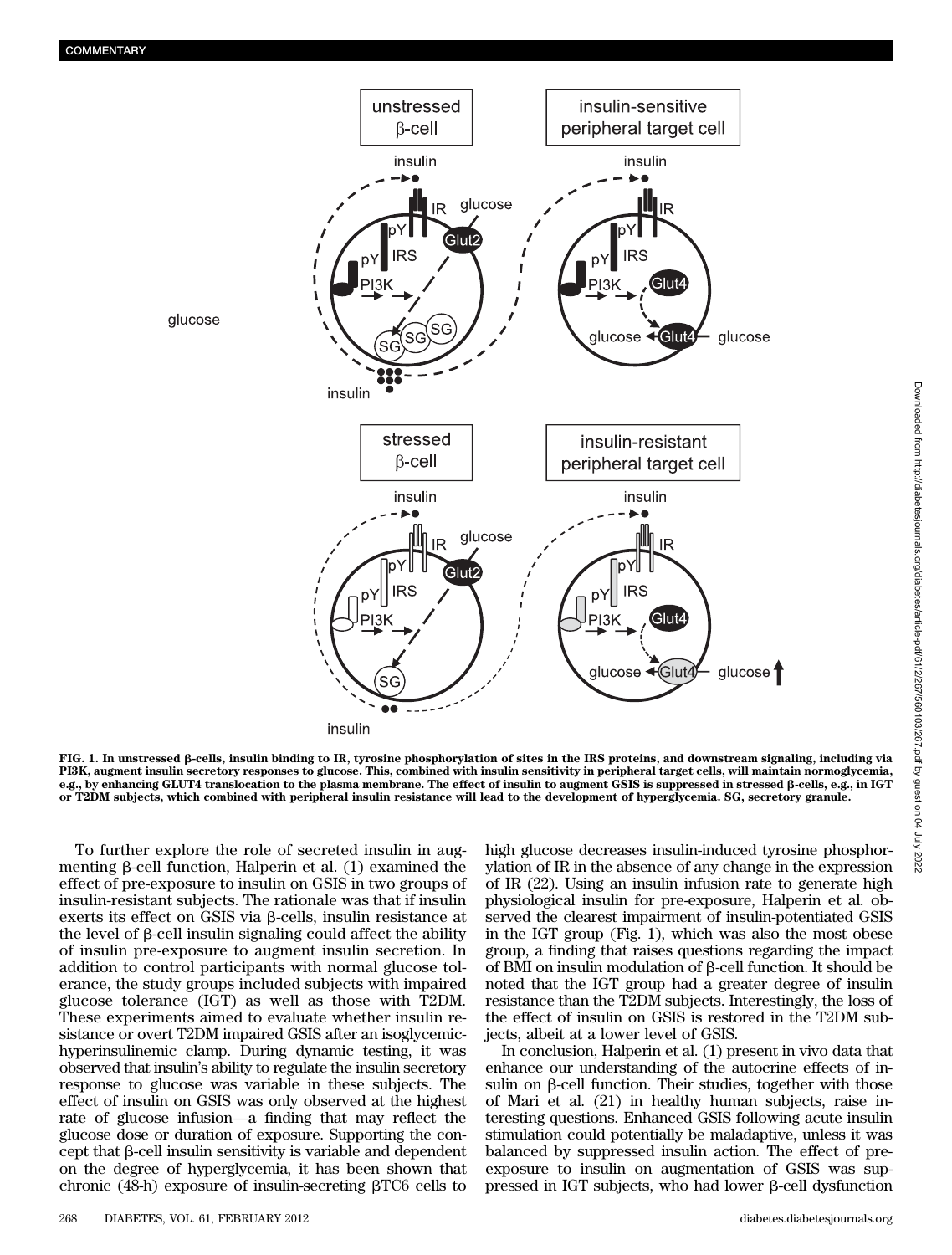FIG. 1. In unstressed β-cells, insulin binding to IR, tyrosine phosphorylation of sites in the IRS proteins, and downstream signaling, including via PI3K, augment insulin secretory responses to glucose. This, combined with insulin sensitivity in peripheral target cells, will maintain normoglycemia, e.g., by enhancing GLUT4 translocation to the plasma membrane. The effect of insulin to augment GSIS is suppressed in stressed β-cells, e.g., in IGT or T2DM subjects, which combined with peripheral insulin resistance will lead to the development of hyperglycemia. SG, secretory granule.

To further explore the role of secreted insulin in augmenting β-cell function, Halperin et al. (1) examined the effect of pre-exposure to insulin on GSIS in two groups of insulin-resistant subjects. The rationale was that if insulin exerts its effect on GSIS via β-cells, insulin resistance at the level of β-cell insulin signaling could affect the ability of insulin pre-exposure to augment insulin secretion. In addition to control participants with normal glucose tolerance, the study groups included subjects with impaired glucose tolerance (IGT) as well as those with T2DM. These experiments aimed to evaluate whether insulin resistance or overt T2DM impaired GSIS after an isoglycemic-hyperinsulinemic clamp. During dynamic testing, it was observed that insulin's ability to regulate the insulin secretory response to glucose was variable in these subjects. The effect of insulin on GSIS was only observed at the highest rate of glucose infusion—a finding that may reflect the glucose dose or duration of exposure. Supporting the concept that β-cell insulin sensitivity is variable and dependent on the degree of hyperglycemia, it has been shown that chronic (48-h) exposure of insulin-secreting βTC6 cells to high glucose decreases insulin-induced tyrosine phosphorylation of IR in the absence of any change in the expression of IR (22). Using an insulin infusion rate to generate high physiological insulin for pre-exposure, Halperin et al. observed the clearest impairment of insulin-potentiated GSIS in the IGT group (Fig. 1), which was also the most obese group, a finding that raises questions regarding the impact of BMI on insulin modulation of β-cell function. It should be noted that the IGT group had a greater degree of insulin resistance than the T2DM subjects. Interestingly, the loss of the effect of insulin on GSIS is restored in the T2DM subjects, albeit at a lower level of GSIS.

In conclusion, Halperin et al. (1) present in vivo data that enhance our understanding of the autocrine effects of insulin on β-cell function. Their studies, together with those of Mari et al. (21) in healthy human subjects, raise interesting questions. Enhanced GSIS following acute insulin stimulation could potentially be maladaptive, unless it was balanced by suppressed insulin action. The effect of pre-exposure to insulin on augmentation of GSIS was suppressed in IGT subjects, who had lower β-cell dysfunction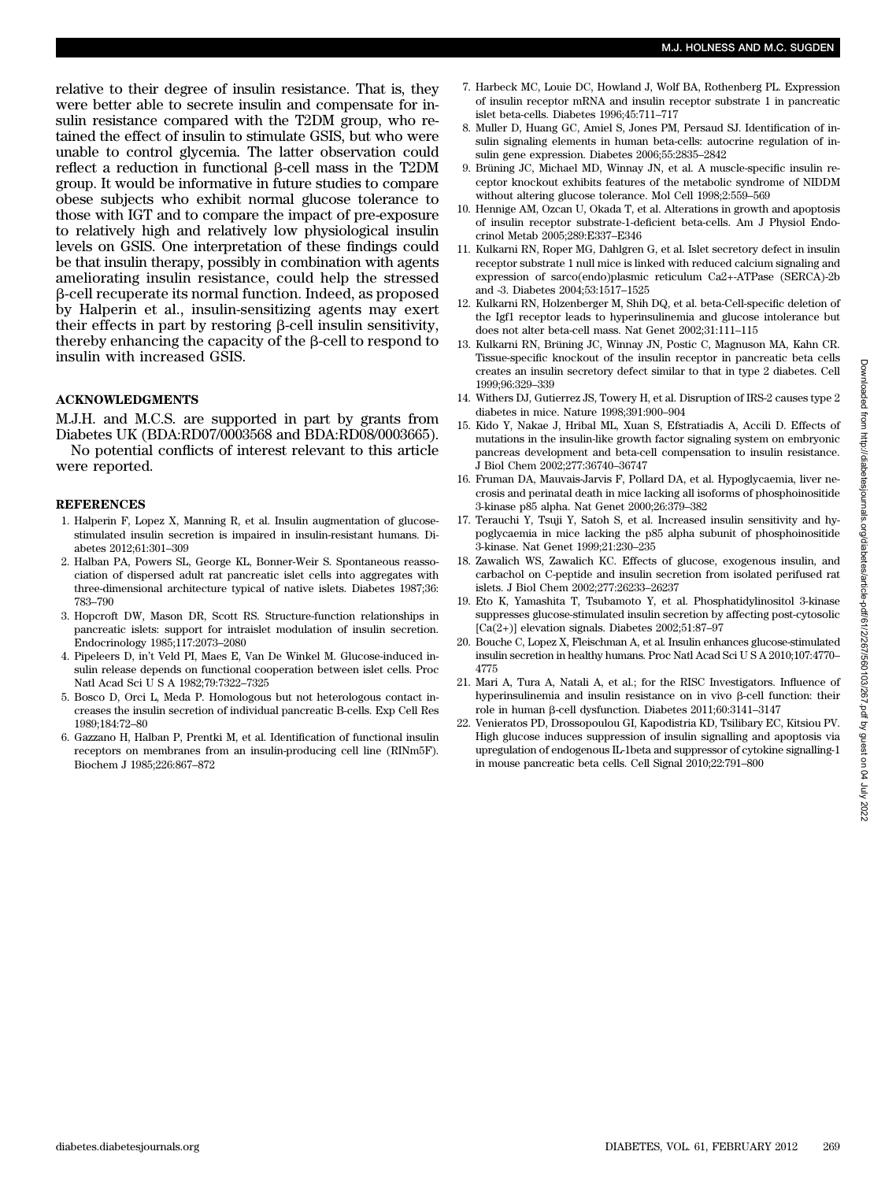relative to their degree of insulin resistance. That is, they were better able to secrete insulin and compensate for insulin resistance compared with the T2DM group, who retained the effect of insulin to stimulate GSIS, but who were unable to control glycemia. The latter observation could reflect a reduction in functional β-cell mass in the T2DM group. It would be informative in future studies to compare obese subjects who exhibit normal glucose tolerance to those with IGT and to compare the impact of pre-exposure to relatively high and relatively low physiological insulin levels on GSIS. One interpretation of these findings could be that insulin therapy, possibly in combination with agents ameliorating insulin resistance, could help the stressed β-cell recuperate its normal function. Indeed, as proposed by Halperin et al., insulin-sensitizing agents may exert their effects in part by restoring β-cell insulin sensitivity, thereby enhancing the capacity of the β-cell to respond to insulin with increased GSIS.

## ACKNOWLEDGMENTS

M.J.H. and M.C.S. are supported in part by grants from Diabetes UK (BDA:RD07/0003568 and BDA:RD08/0003665).

No potential conflicts of interest relevant to this article were reported.

## REFERENCES

1. Halperin F, Lopez X, Manning R, et al. Insulin augmentation of glucose-stimulated insulin secretion is impaired in insulin-resistant humans. Diabetes 2012;61:301–309
2. Halban PA, Powers SL, George KL, Bonner-Weir S. Spontaneous reassociation of dispersed adult rat pancreatic islet cells into aggregates with three-dimensional architecture typical of native islets. Diabetes 1987;36:783–790
3. Hopcroft DW, Mason DR, Scott RS. Structure-function relationships in pancreatic islets: support for intraislet modulation of insulin secretion. Endocrinology 1985;117:2073–2080
4. Pipeleers D, in't Veld PI, Maes E, Van De Winkel M. Glucose-induced insulin release depends on functional cooperation between islet cells. Proc Natl Acad Sci U S A 1982;79:7322–7325
5. Bosco D, Orci L, Meda P. Homologous but not heterologous contact increases the insulin secretion of individual pancreatic B-cells. Exp Cell Res 1989;184:72–80
6. Gazzano H, Halban P, Prentki M, et al. Identification of functional insulin receptors on membranes from an insulin-producing cell line (RINm5F). Biochem J 1985;226:867–872
7. Harbeck MC, Louie DC, Howland J, Wolf BA, Rothenberg PL. Expression of insulin receptor mRNA and insulin receptor substrate 1 in pancreatic islet beta-cells. Diabetes 1996;45:711–717
8. Muller D, Huang GC, Amiel S, Jones PM, Persaud SJ. Identification of insulin signaling elements in human beta-cells: autocrine regulation of insulin gene expression. Diabetes 2006;55:2835–2842
9. Brüning JC, Michael MD, Winnay JN, et al. A muscle-specific insulin receptor knockout exhibits features of the metabolic syndrome of NIDDM without altering glucose tolerance. Mol Cell 1998;2:559–569
10. Hennige AM, Ozcan U, Okada T, et al. Alterations in growth and apoptosis of insulin receptor substrate-1-deficient beta-cells. Am J Physiol Endocrinol Metab 2005;289:E337–E346
11. Kulkarni RN, Roper MG, Dahlgren G, et al. Islet secretory defect in insulin receptor substrate 1 null mice is linked with reduced calcium signaling and expression of sarco(endo)plasmic reticulum Ca2+-ATPase (SERCA)-2b and -3. Diabetes 2004;53:1517–1525
12. Kulkarni RN, Holzenberger M, Shih DQ, et al. beta-Cell-specific deletion of the Igf1 receptor leads to hyperinsulinemia and glucose intolerance but does not alter beta-cell mass. Nat Genet 2002;31:111–115
13. Kulkarni RN, Brüning JC, Winnay JN, Postic C, Magnuson MA, Kahn CR. Tissue-specific knockout of the insulin receptor in pancreatic beta cells creates an insulin secretory defect similar to that in type 2 diabetes. Cell 1999;96:329–339
14. Withers DJ, Gutierrez JS, Towery H, et al. Disruption of IRS-2 causes type 2 diabetes in mice. Nature 1998;391:900–904
15. Kido Y, Nakae J, Hribal ML, Xuan S, Efstratiadis A, Accili D. Effects of mutations in the insulin-like growth factor signaling system on embryonic pancreas development and beta-cell compensation to insulin resistance. J Biol Chem 2002;277:36740–36747
16. Fruman DA, Mauvais-Jarvis F, Pollard DA, et al. Hypoglycaemia, liver necrosis and perinatal death in mice lacking all isoforms of phosphoinositide 3-kinase p85 alpha. Nat Genet 2000;26:379–382
17. Terauchi Y, Tsuji Y, Satoh S, et al. Increased insulin sensitivity and hypoglycaemia in mice lacking the p85 alpha subunit of phosphoinositide 3-kinase. Nat Genet 1999;21:230–235
18. Zawalich WS, Zawalich KC. Effects of glucose, exogenous insulin, and carbachol on C-peptide and insulin secretion from isolated perifused rat islets. J Biol Chem 2002;277:26233–26237
19. Eto K, Yamashita T, Tsubamoto Y, et al. Phosphatidylinositol 3-kinase suppresses glucose-stimulated insulin secretion by affecting post-cytosolic [Ca(2+)] elevation signals. Diabetes 2002;51:87–97
20. Bouche C, Lopez X, Fleischman A, et al. Insulin enhances glucose-stimulated insulin secretion in healthy humans. Proc Natl Acad Sci U S A 2010;107:4770–4775
21. Mari A, Tura A, Natali A, et al.; for the RISC Investigators. Influence of hyperinsulinemia and insulin resistance on in vivo β-cell function: their role in human β-cell dysfunction. Diabetes 2011;60:3141–3147
22. Venieratos PD, Drossopoulou GI, Kapodistria KD, Tsilibary EC, Kitsiou PV. High glucose induces suppression of insulin signalling and apoptosis via upregulation of endogenous IL-1beta and suppressor of cytokine signalling-1 in mouse pancreatic beta cells. Cell Signal 2010;22:791–800